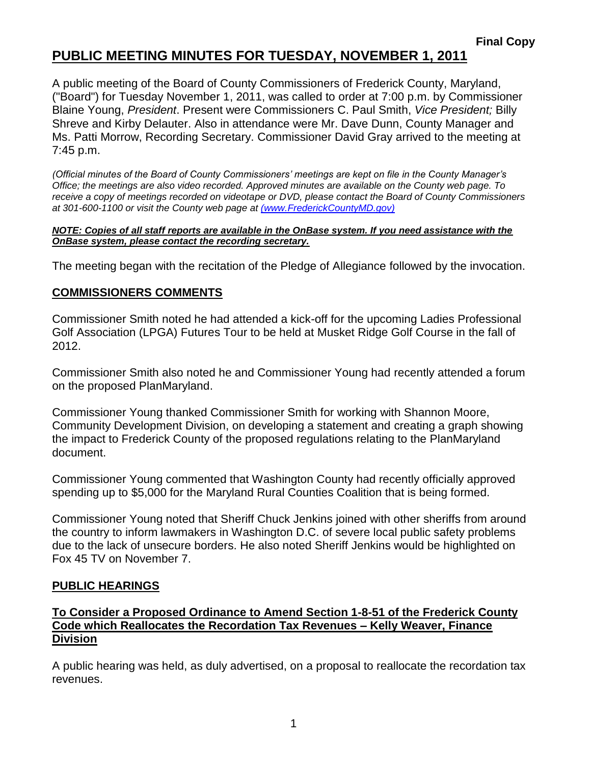**Final Copy**

# PUBLIC MEETING MINUTES FOR TUESDAY, NOVEMBER 1, 2011

A public meeting of the Board of County Commissioners of Frederick County, Maryland, ("Board") for Tuesday November 1, 2011, was called to order at 7:00 p.m. by Commissioner Blaine Young, *President*. Present were Commissioners C. Paul Smith, *Vice President;* Billy Shreve and Kirby Delauter. Also in attendance were Mr. Dave Dunn, County Manager and Ms. Patti Morrow, Recording Secretary. Commissioner David Gray arrived to the meeting at 7:45 p.m.

*(Official minutes of the Board of County Commissioners' meetings are kept on file in the County Manager's Office; the meetings are also video recorded. Approved minutes are available on the County web page. To receive a copy of meetings recorded on videotape or DVD, please contact the Board of County Commissioners at 301-600-1100 or visit the County web page at (www.FrederickCountyMD.gov)*

***NOTE: Copies of all staff reports are available in the OnBase system. If you need assistance with the OnBase system, please contact the recording secretary.***

The meeting began with the recitation of the Pledge of Allegiance followed by the invocation.

## COMMISSIONERS COMMENTS

Commissioner Smith noted he had attended a kick-off for the upcoming Ladies Professional Golf Association (LPGA) Futures Tour to be held at Musket Ridge Golf Course in the fall of 2012.

Commissioner Smith also noted he and Commissioner Young had recently attended a forum on the proposed PlanMaryland.

Commissioner Young thanked Commissioner Smith for working with Shannon Moore, Community Development Division, on developing a statement and creating a graph showing the impact to Frederick County of the proposed regulations relating to the PlanMaryland document.

Commissioner Young commented that Washington County had recently officially approved spending up to $5,000 for the Maryland Rural Counties Coalition that is being formed.

Commissioner Young noted that Sheriff Chuck Jenkins joined with other sheriffs from around the country to inform lawmakers in Washington D.C. of severe local public safety problems due to the lack of unsecure borders. He also noted Sheriff Jenkins would be highlighted on Fox 45 TV on November 7.

## PUBLIC HEARINGS

### To Consider a Proposed Ordinance to Amend Section 1-8-51 of the Frederick County Code which Reallocates the Recordation Tax Revenues – Kelly Weaver, Finance Division

A public hearing was held, as duly advertised, on a proposal to reallocate the recordation tax revenues.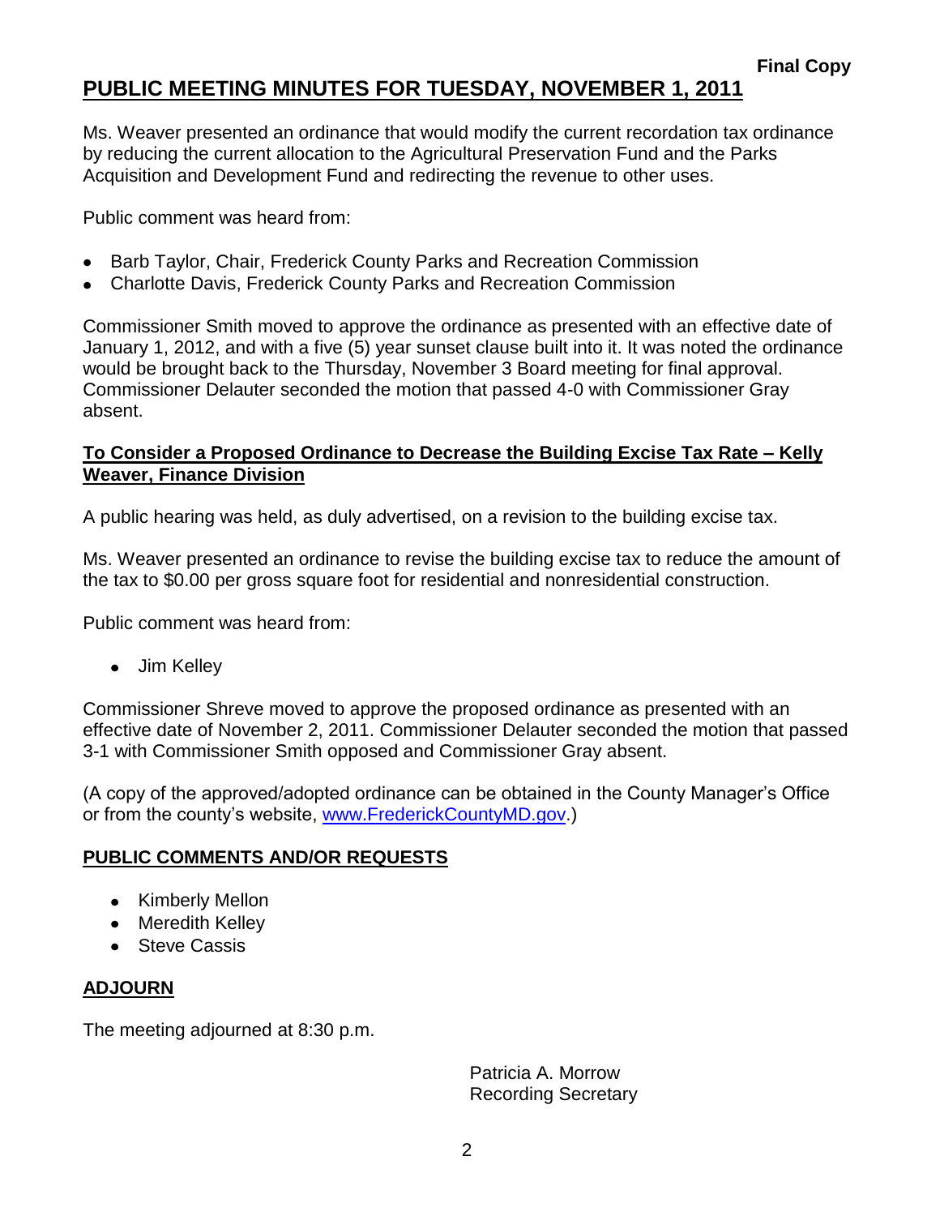**Final Copy**

# PUBLIC MEETING MINUTES FOR TUESDAY, NOVEMBER 1, 2011

Ms. Weaver presented an ordinance that would modify the current recordation tax ordinance by reducing the current allocation to the Agricultural Preservation Fund and the Parks Acquisition and Development Fund and redirecting the revenue to other uses.

Public comment was heard from:

- Barb Taylor, Chair, Frederick County Parks and Recreation Commission
- Charlotte Davis, Frederick County Parks and Recreation Commission

Commissioner Smith moved to approve the ordinance as presented with an effective date of January 1, 2012, and with a five (5) year sunset clause built into it. It was noted the ordinance would be brought back to the Thursday, November 3 Board meeting for final approval. Commissioner Delauter seconded the motion that passed 4-0 with Commissioner Gray absent.

## To Consider a Proposed Ordinance to Decrease the Building Excise Tax Rate – Kelly Weaver, Finance Division

A public hearing was held, as duly advertised, on a revision to the building excise tax.

Ms. Weaver presented an ordinance to revise the building excise tax to reduce the amount of the tax to $0.00 per gross square foot for residential and nonresidential construction.

Public comment was heard from:

- Jim Kelley

Commissioner Shreve moved to approve the proposed ordinance as presented with an effective date of November 2, 2011. Commissioner Delauter seconded the motion that passed 3-1 with Commissioner Smith opposed and Commissioner Gray absent.

(A copy of the approved/adopted ordinance can be obtained in the County Manager's Office or from the county's website, www.FrederickCountyMD.gov.)

## PUBLIC COMMENTS AND/OR REQUESTS

- Kimberly Mellon
- Meredith Kelley
- Steve Cassis

## ADJOURN

The meeting adjourned at 8:30 p.m.

Patricia A. Morrow
Recording Secretary